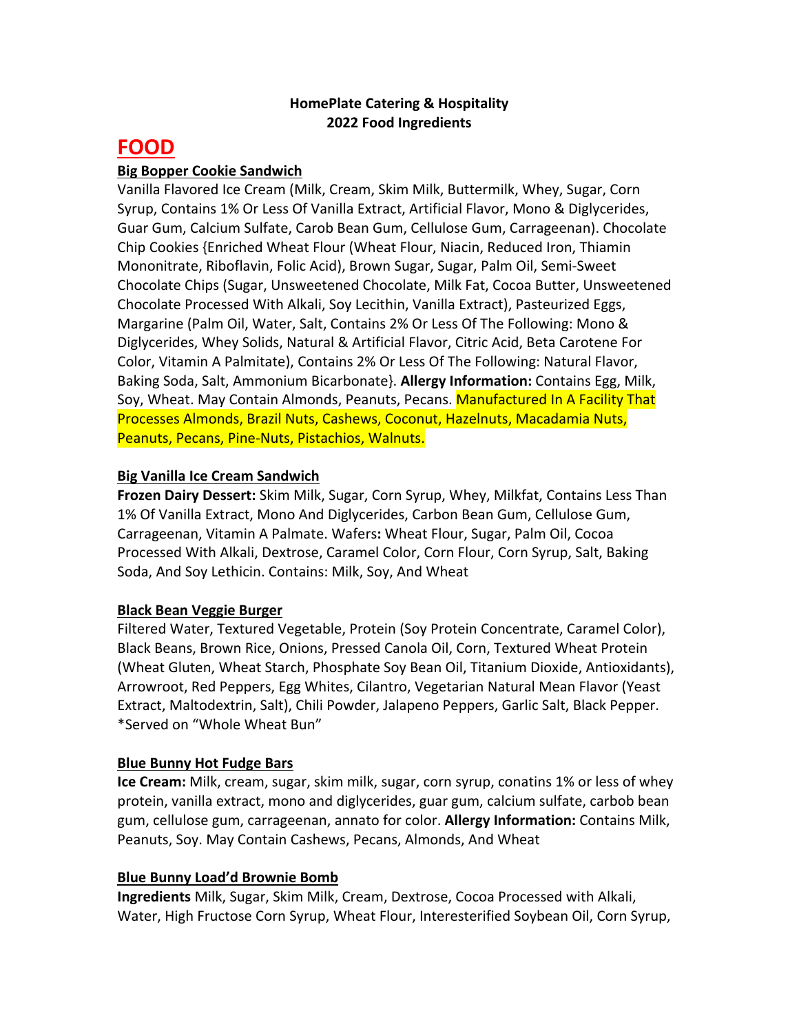**HomePlate Catering & Hospitality**
**2022 Food Ingredients**

# FOOD

## Big Bopper Cookie Sandwich

Vanilla Flavored Ice Cream (Milk, Cream, Skim Milk, Buttermilk, Whey, Sugar, Corn Syrup, Contains 1% Or Less Of Vanilla Extract, Artificial Flavor, Mono & Diglycerides, Guar Gum, Calcium Sulfate, Carob Bean Gum, Cellulose Gum, Carrageenan). Chocolate Chip Cookies {Enriched Wheat Flour (Wheat Flour, Niacin, Reduced Iron, Thiamin Mononitrate, Riboflavin, Folic Acid), Brown Sugar, Sugar, Palm Oil, Semi-Sweet Chocolate Chips (Sugar, Unsweetened Chocolate, Milk Fat, Cocoa Butter, Unsweetened Chocolate Processed With Alkali, Soy Lecithin, Vanilla Extract), Pasteurized Eggs, Margarine (Palm Oil, Water, Salt, Contains 2% Or Less Of The Following: Mono & Diglycerides, Whey Solids, Natural & Artificial Flavor, Citric Acid, Beta Carotene For Color, Vitamin A Palmitate), Contains 2% Or Less Of The Following: Natural Flavor, Baking Soda, Salt, Ammonium Bicarbonate}. **Allergy Information:** Contains Egg, Milk, Soy, Wheat. May Contain Almonds, Peanuts, Pecans. Manufactured In A Facility That Processes Almonds, Brazil Nuts, Cashews, Coconut, Hazelnuts, Macadamia Nuts, Peanuts, Pecans, Pine-Nuts, Pistachios, Walnuts.

## Big Vanilla Ice Cream Sandwich

**Frozen Dairy Dessert:** Skim Milk, Sugar, Corn Syrup, Whey, Milkfat, Contains Less Than 1% Of Vanilla Extract, Mono And Diglycerides, Carbon Bean Gum, Cellulose Gum, Carrageenan, Vitamin A Palmate. Wafers**:** Wheat Flour, Sugar, Palm Oil, Cocoa Processed With Alkali, Dextrose, Caramel Color, Corn Flour, Corn Syrup, Salt, Baking Soda, And Soy Lethicin. Contains: Milk, Soy, And Wheat

## Black Bean Veggie Burger

Filtered Water, Textured Vegetable, Protein (Soy Protein Concentrate, Caramel Color), Black Beans, Brown Rice, Onions, Pressed Canola Oil, Corn, Textured Wheat Protein (Wheat Gluten, Wheat Starch, Phosphate Soy Bean Oil, Titanium Dioxide, Antioxidants), Arrowroot, Red Peppers, Egg Whites, Cilantro, Vegetarian Natural Mean Flavor (Yeast Extract, Maltodextrin, Salt), Chili Powder, Jalapeno Peppers, Garlic Salt, Black Pepper. *Served on "Whole Wheat Bun"

## Blue Bunny Hot Fudge Bars

**Ice Cream:** Milk, cream, sugar, skim milk, sugar, corn syrup, conatins 1% or less of whey protein, vanilla extract, mono and diglycerides, guar gum, calcium sulfate, carbob bean gum, cellulose gum, carrageenan, annato for color. **Allergy Information:** Contains Milk, Peanuts, Soy. May Contain Cashews, Pecans, Almonds, And Wheat

## Blue Bunny Load'd Brownie Bomb

**Ingredients** Milk, Sugar, Skim Milk, Cream, Dextrose, Cocoa Processed with Alkali, Water, High Fructose Corn Syrup, Wheat Flour, Interesterified Soybean Oil, Corn Syrup,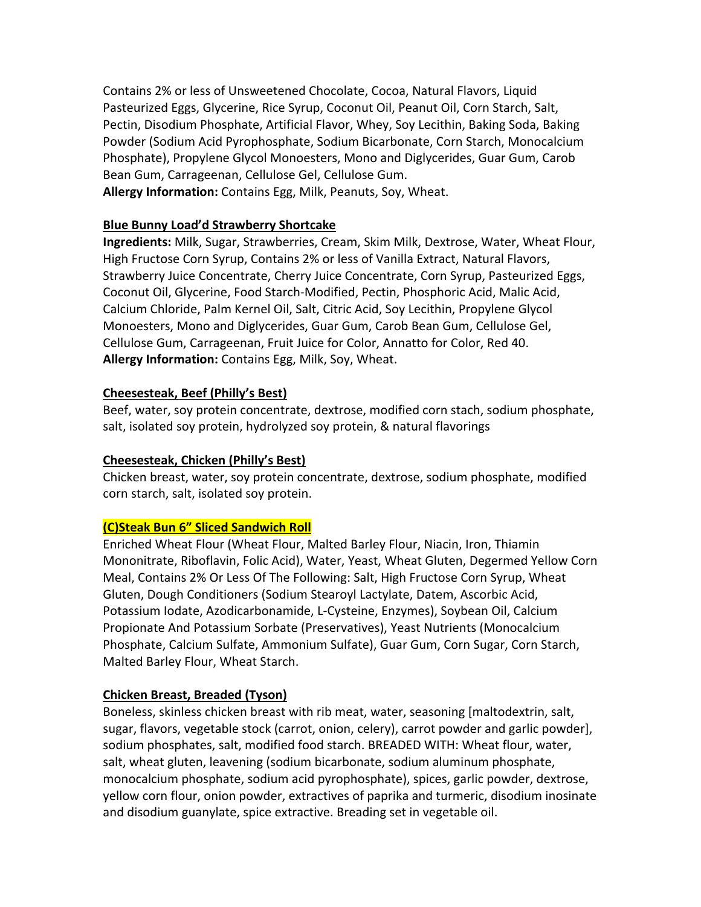Contains 2% or less of Unsweetened Chocolate, Cocoa, Natural Flavors, Liquid Pasteurized Eggs, Glycerine, Rice Syrup, Coconut Oil, Peanut Oil, Corn Starch, Salt, Pectin, Disodium Phosphate, Artificial Flavor, Whey, Soy Lecithin, Baking Soda, Baking Powder (Sodium Acid Pyrophosphate, Sodium Bicarbonate, Corn Starch, Monocalcium Phosphate), Propylene Glycol Monoesters, Mono and Diglycerides, Guar Gum, Carob Bean Gum, Carrageenan, Cellulose Gel, Cellulose Gum.
**Allergy Information:** Contains Egg, Milk, Peanuts, Soy, Wheat.

**<u>Blue Bunny Load'd Strawberry Shortcake</u>**
**Ingredients:** Milk, Sugar, Strawberries, Cream, Skim Milk, Dextrose, Water, Wheat Flour, High Fructose Corn Syrup, Contains 2% or less of Vanilla Extract, Natural Flavors, Strawberry Juice Concentrate, Cherry Juice Concentrate, Corn Syrup, Pasteurized Eggs, Coconut Oil, Glycerine, Food Starch-Modified, Pectin, Phosphoric Acid, Malic Acid, Calcium Chloride, Palm Kernel Oil, Salt, Citric Acid, Soy Lecithin, Propylene Glycol Monoesters, Mono and Diglycerides, Guar Gum, Carob Bean Gum, Cellulose Gel, Cellulose Gum, Carrageenan, Fruit Juice for Color, Annatto for Color, Red 40.
**Allergy Information:** Contains Egg, Milk, Soy, Wheat.

**<u>Cheesesteak, Beef (Philly's Best)</u>**
Beef, water, soy protein concentrate, dextrose, modified corn stach, sodium phosphate, salt, isolated soy protein, hydrolyzed soy protein, & natural flavorings

**<u>Cheesesteak, Chicken (Philly's Best)</u>**
Chicken breast, water, soy protein concentrate, dextrose, sodium phosphate, modified corn starch, salt, isolated soy protein.

**<u>(C)Steak Bun 6" Sliced Sandwich Roll</u>**
Enriched Wheat Flour (Wheat Flour, Malted Barley Flour, Niacin, Iron, Thiamin Mononitrate, Riboflavin, Folic Acid), Water, Yeast, Wheat Gluten, Degermed Yellow Corn Meal, Contains 2% Or Less Of The Following: Salt, High Fructose Corn Syrup, Wheat Gluten, Dough Conditioners (Sodium Stearoyl Lactylate, Datem, Ascorbic Acid, Potassium Iodate, Azodicarbonamide, L-Cysteine, Enzymes), Soybean Oil, Calcium Propionate And Potassium Sorbate (Preservatives), Yeast Nutrients (Monocalcium Phosphate, Calcium Sulfate, Ammonium Sulfate), Guar Gum, Corn Sugar, Corn Starch, Malted Barley Flour, Wheat Starch.

**<u>Chicken Breast, Breaded (Tyson)</u>**
Boneless, skinless chicken breast with rib meat, water, seasoning [maltodextrin, salt, sugar, flavors, vegetable stock (carrot, onion, celery), carrot powder and garlic powder], sodium phosphates, salt, modified food starch. BREADED WITH: Wheat flour, water, salt, wheat gluten, leavening (sodium bicarbonate, sodium aluminum phosphate, monocalcium phosphate, sodium acid pyrophosphate), spices, garlic powder, dextrose, yellow corn flour, onion powder, extractives of paprika and turmeric, disodium inosinate and disodium guanylate, spice extractive. Breading set in vegetable oil.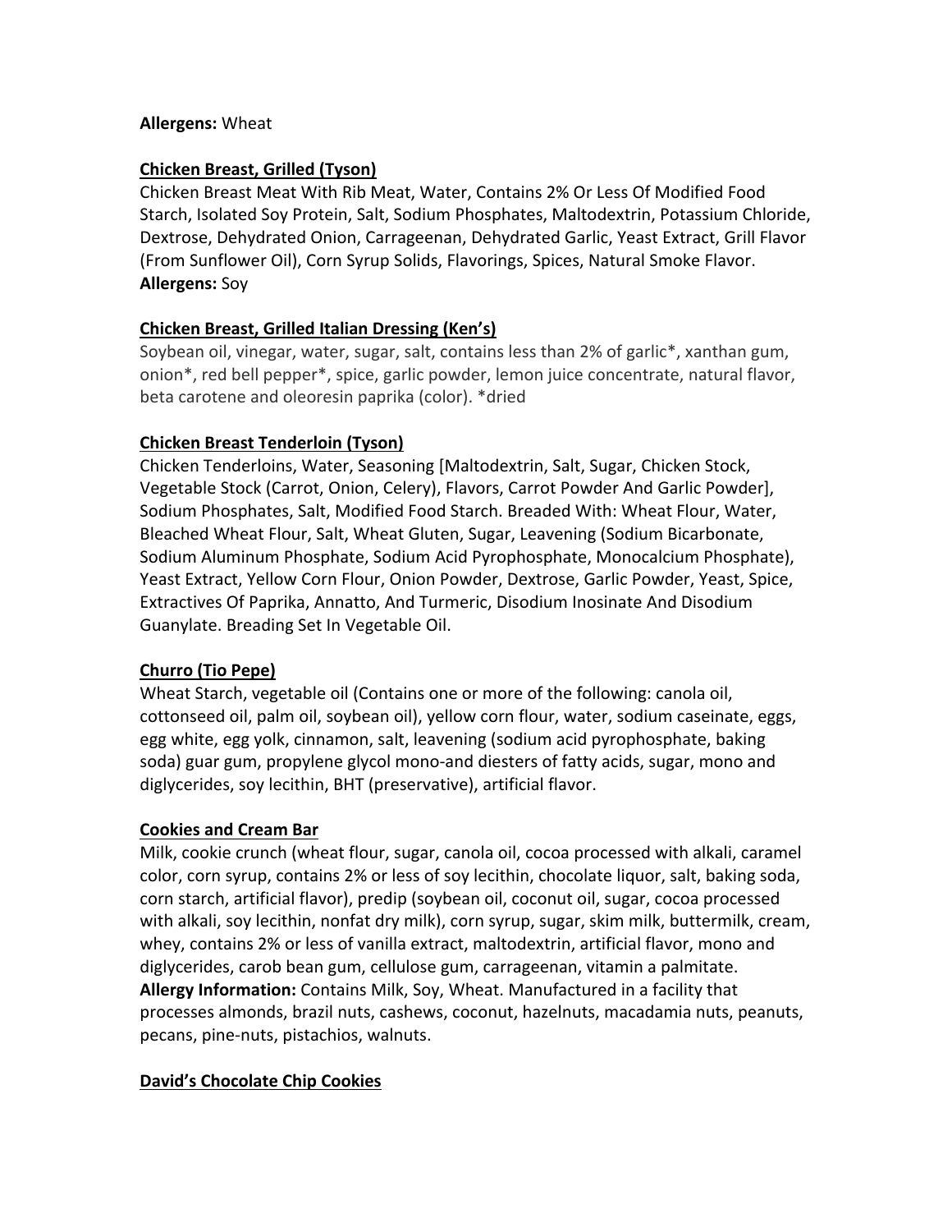**Allergens:** Wheat

**Chicken Breast, Grilled (Tyson)**

Chicken Breast Meat With Rib Meat, Water, Contains 2% Or Less Of Modified Food Starch, Isolated Soy Protein, Salt, Sodium Phosphates, Maltodextrin, Potassium Chloride, Dextrose, Dehydrated Onion, Carrageenan, Dehydrated Garlic, Yeast Extract, Grill Flavor (From Sunflower Oil), Corn Syrup Solids, Flavorings, Spices, Natural Smoke Flavor.
**Allergens:** Soy

**Chicken Breast, Grilled Italian Dressing (Ken's)**

Soybean oil, vinegar, water, sugar, salt, contains less than 2% of garlic*, xanthan gum, onion*, red bell pepper*, spice, garlic powder, lemon juice concentrate, natural flavor, beta carotene and oleoresin paprika (color). *dried

**Chicken Breast Tenderloin (Tyson)**

Chicken Tenderloins, Water, Seasoning [Maltodextrin, Salt, Sugar, Chicken Stock, Vegetable Stock (Carrot, Onion, Celery), Flavors, Carrot Powder And Garlic Powder], Sodium Phosphates, Salt, Modified Food Starch. Breaded With: Wheat Flour, Water, Bleached Wheat Flour, Salt, Wheat Gluten, Sugar, Leavening (Sodium Bicarbonate, Sodium Aluminum Phosphate, Sodium Acid Pyrophosphate, Monocalcium Phosphate), Yeast Extract, Yellow Corn Flour, Onion Powder, Dextrose, Garlic Powder, Yeast, Spice, Extractives Of Paprika, Annatto, And Turmeric, Disodium Inosinate And Disodium Guanylate. Breading Set In Vegetable Oil.

**Churro (Tio Pepe)**

Wheat Starch, vegetable oil (Contains one or more of the following: canola oil, cottonseed oil, palm oil, soybean oil), yellow corn flour, water, sodium caseinate, eggs, egg white, egg yolk, cinnamon, salt, leavening (sodium acid pyrophosphate, baking soda) guar gum, propylene glycol mono-and diesters of fatty acids, sugar, mono and diglycerides, soy lecithin, BHT (preservative), artificial flavor.

**Cookies and Cream Bar**

Milk, cookie crunch (wheat flour, sugar, canola oil, cocoa processed with alkali, caramel color, corn syrup, contains 2% or less of soy lecithin, chocolate liquor, salt, baking soda, corn starch, artificial flavor), predip (soybean oil, coconut oil, sugar, cocoa processed with alkali, soy lecithin, nonfat dry milk), corn syrup, sugar, skim milk, buttermilk, cream, whey, contains 2% or less of vanilla extract, maltodextrin, artificial flavor, mono and diglycerides, carob bean gum, cellulose gum, carrageenan, vitamin a palmitate.
**Allergy Information:** Contains Milk, Soy, Wheat. Manufactured in a facility that processes almonds, brazil nuts, cashews, coconut, hazelnuts, macadamia nuts, peanuts, pecans, pine-nuts, pistachios, walnuts.

**David's Chocolate Chip Cookies**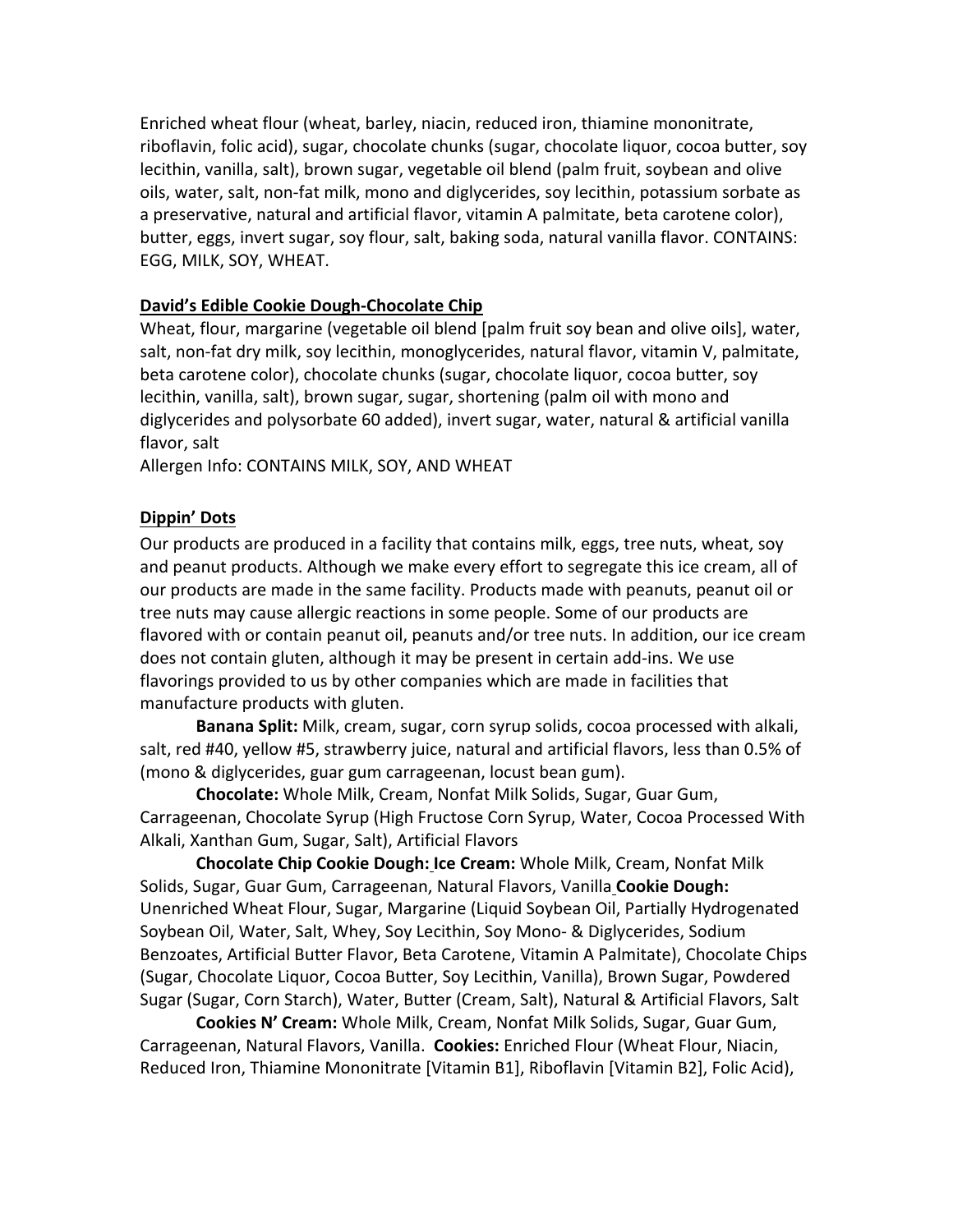Enriched wheat flour (wheat, barley, niacin, reduced iron, thiamine mononitrate, riboflavin, folic acid), sugar, chocolate chunks (sugar, chocolate liquor, cocoa butter, soy lecithin, vanilla, salt), brown sugar, vegetable oil blend (palm fruit, soybean and olive oils, water, salt, non-fat milk, mono and diglycerides, soy lecithin, potassium sorbate as a preservative, natural and artificial flavor, vitamin A palmitate, beta carotene color), butter, eggs, invert sugar, soy flour, salt, baking soda, natural vanilla flavor. CONTAINS: EGG, MILK, SOY, WHEAT.

**David's Edible Cookie Dough-Chocolate Chip**

Wheat, flour, margarine (vegetable oil blend [palm fruit soy bean and olive oils], water, salt, non-fat dry milk, soy lecithin, monoglycerides, natural flavor, vitamin V, palmitate, beta carotene color), chocolate chunks (sugar, chocolate liquor, cocoa butter, soy lecithin, vanilla, salt), brown sugar, sugar, shortening (palm oil with mono and diglycerides and polysorbate 60 added), invert sugar, water, natural & artificial vanilla flavor, salt

Allergen Info: CONTAINS MILK, SOY, AND WHEAT

**Dippin' Dots**

Our products are produced in a facility that contains milk, eggs, tree nuts, wheat, soy and peanut products. Although we make every effort to segregate this ice cream, all of our products are made in the same facility. Products made with peanuts, peanut oil or tree nuts may cause allergic reactions in some people. Some of our products are flavored with or contain peanut oil, peanuts and/or tree nuts. In addition, our ice cream does not contain gluten, although it may be present in certain add-ins. We use flavorings provided to us by other companies which are made in facilities that manufacture products with gluten.

**Banana Split:** Milk, cream, sugar, corn syrup solids, cocoa processed with alkali, salt, red #40, yellow #5, strawberry juice, natural and artificial flavors, less than 0.5% of (mono & diglycerides, guar gum carrageenan, locust bean gum).

**Chocolate:** Whole Milk, Cream, Nonfat Milk Solids, Sugar, Guar Gum, Carrageenan, Chocolate Syrup (High Fructose Corn Syrup, Water, Cocoa Processed With Alkali, Xanthan Gum, Sugar, Salt), Artificial Flavors

**Chocolate Chip Cookie Dough: Ice Cream:** Whole Milk, Cream, Nonfat Milk Solids, Sugar, Guar Gum, Carrageenan, Natural Flavors, Vanilla **Cookie Dough:** Unenriched Wheat Flour, Sugar, Margarine (Liquid Soybean Oil, Partially Hydrogenated Soybean Oil, Water, Salt, Whey, Soy Lecithin, Soy Mono- & Diglycerides, Sodium Benzoates, Artificial Butter Flavor, Beta Carotene, Vitamin A Palmitate), Chocolate Chips (Sugar, Chocolate Liquor, Cocoa Butter, Soy Lecithin, Vanilla), Brown Sugar, Powdered Sugar (Sugar, Corn Starch), Water, Butter (Cream, Salt), Natural & Artificial Flavors, Salt

**Cookies N' Cream:** Whole Milk, Cream, Nonfat Milk Solids, Sugar, Guar Gum, Carrageenan, Natural Flavors, Vanilla. **Cookies:** Enriched Flour (Wheat Flour, Niacin, Reduced Iron, Thiamine Mononitrate [Vitamin B1], Riboflavin [Vitamin B2], Folic Acid),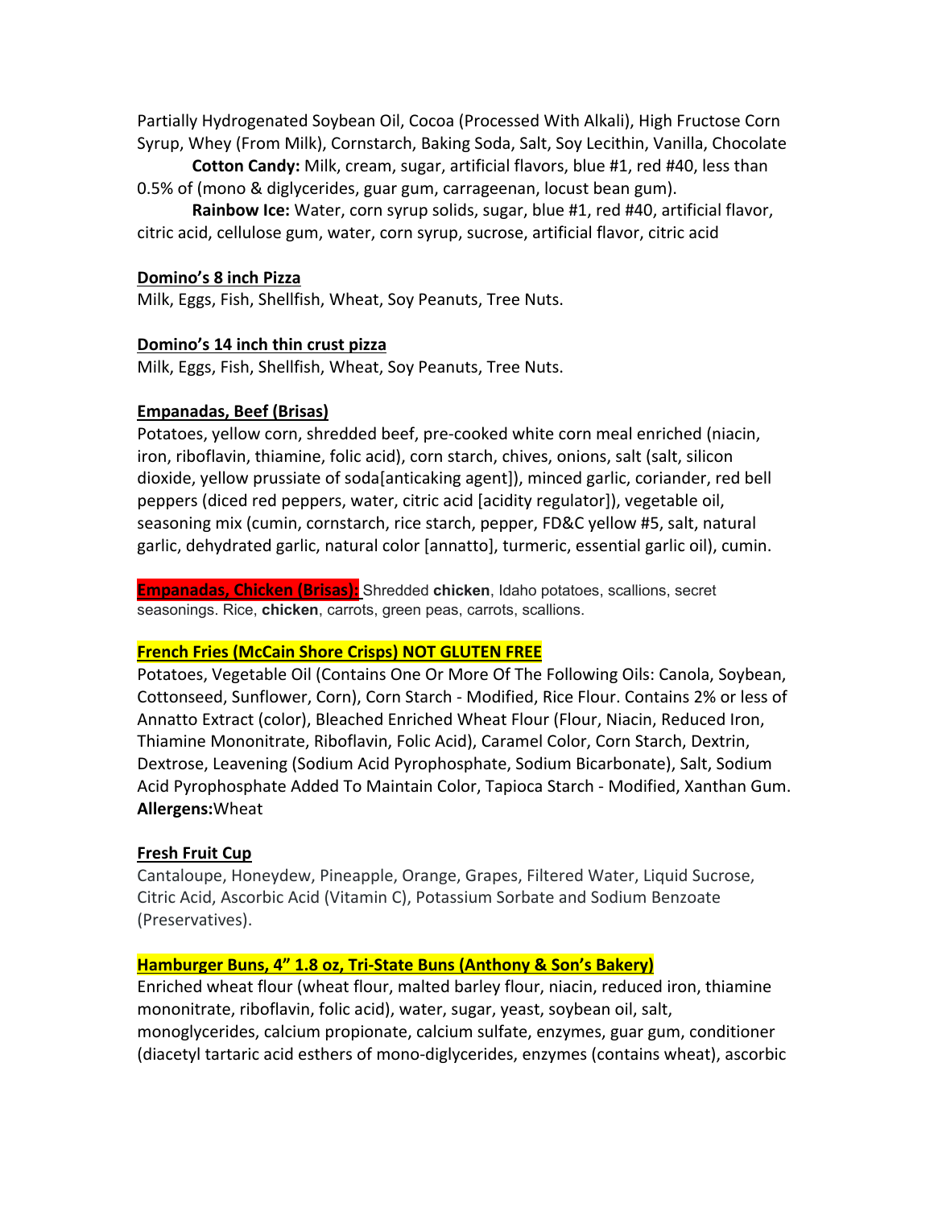Partially Hydrogenated Soybean Oil, Cocoa (Processed With Alkali), High Fructose Corn Syrup, Whey (From Milk), Cornstarch, Baking Soda, Salt, Soy Lecithin, Vanilla, Chocolate

**Cotton Candy:** Milk, cream, sugar, artificial flavors, blue #1, red #40, less than 0.5% of (mono & diglycerides, guar gum, carrageenan, locust bean gum).

**Rainbow Ice:** Water, corn syrup solids, sugar, blue #1, red #40, artificial flavor, citric acid, cellulose gum, water, corn syrup, sucrose, artificial flavor, citric acid

**Domino's 8 inch Pizza**

Milk, Eggs, Fish, Shellfish, Wheat, Soy Peanuts, Tree Nuts.

**Domino's 14 inch thin crust pizza**

Milk, Eggs, Fish, Shellfish, Wheat, Soy Peanuts, Tree Nuts.

**Empanadas, Beef (Brisas)**

Potatoes, yellow corn, shredded beef, pre-cooked white corn meal enriched (niacin, iron, riboflavin, thiamine, folic acid), corn starch, chives, onions, salt (salt, silicon dioxide, yellow prussiate of soda[anticaking agent]), minced garlic, coriander, red bell peppers (diced red peppers, water, citric acid [acidity regulator]), vegetable oil, seasoning mix (cumin, cornstarch, rice starch, pepper, FD&C yellow #5, salt, natural garlic, dehydrated garlic, natural color [annatto], turmeric, essential garlic oil), cumin.

**Empanadas, Chicken (Brisas):** Shredded **chicken**, Idaho potatoes, scallions, secret seasonings. Rice, **chicken**, carrots, green peas, carrots, scallions.

**French Fries (McCain Shore Crisps) NOT GLUTEN FREE**

Potatoes, Vegetable Oil (Contains One Or More Of The Following Oils: Canola, Soybean, Cottonseed, Sunflower, Corn), Corn Starch - Modified, Rice Flour. Contains 2% or less of Annatto Extract (color), Bleached Enriched Wheat Flour (Flour, Niacin, Reduced Iron, Thiamine Mononitrate, Riboflavin, Folic Acid), Caramel Color, Corn Starch, Dextrin, Dextrose, Leavening (Sodium Acid Pyrophosphate, Sodium Bicarbonate), Salt, Sodium Acid Pyrophosphate Added To Maintain Color, Tapioca Starch - Modified, Xanthan Gum. **Allergens:**Wheat

**Fresh Fruit Cup**

Cantaloupe, Honeydew, Pineapple, Orange, Grapes, Filtered Water, Liquid Sucrose, Citric Acid, Ascorbic Acid (Vitamin C), Potassium Sorbate and Sodium Benzoate (Preservatives).

**Hamburger Buns, 4" 1.8 oz, Tri-State Buns (Anthony & Son's Bakery)**

Enriched wheat flour (wheat flour, malted barley flour, niacin, reduced iron, thiamine mononitrate, riboflavin, folic acid), water, sugar, yeast, soybean oil, salt, monoglycerides, calcium propionate, calcium sulfate, enzymes, guar gum, conditioner (diacetyl tartaric acid esthers of mono-diglycerides, enzymes (contains wheat), ascorbic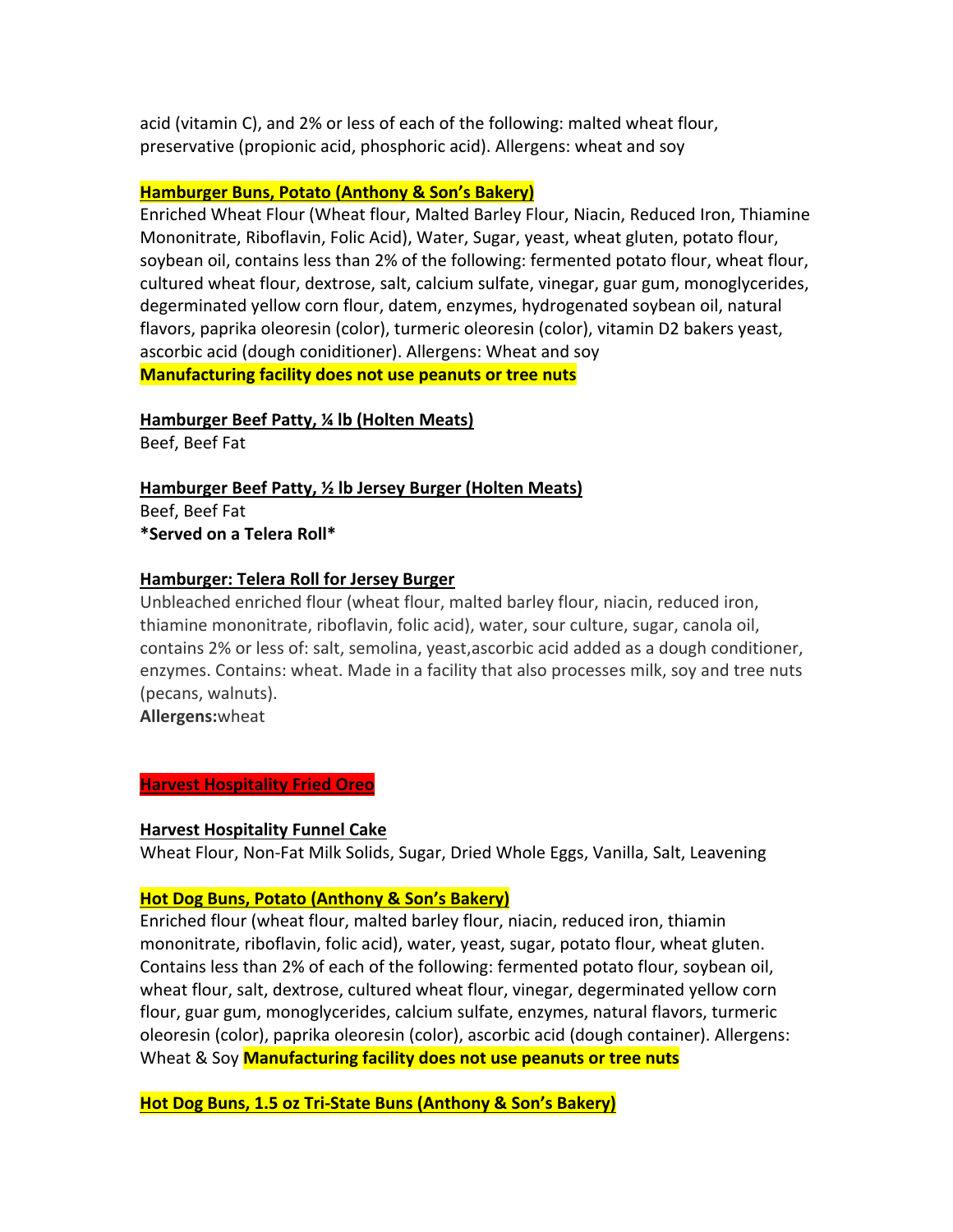acid (vitamin C), and 2% or less of each of the following: malted wheat flour, preservative (propionic acid, phosphoric acid). Allergens: wheat and soy

**Hamburger Buns, Potato (Anthony & Son's Bakery)**
Enriched Wheat Flour (Wheat flour, Malted Barley Flour, Niacin, Reduced Iron, Thiamine Mononitrate, Riboflavin, Folic Acid), Water, Sugar, yeast, wheat gluten, potato flour, soybean oil, contains less than 2% of the following: fermented potato flour, wheat flour, cultured wheat flour, dextrose, salt, calcium sulfate, vinegar, guar gum, monoglycerides, degerminated yellow corn flour, datem, enzymes, hydrogenated soybean oil, natural flavors, paprika oleoresin (color), turmeric oleoresin (color), vitamin D2 bakers yeast, ascorbic acid (dough coniditioner). Allergens: Wheat and soy
**Manufacturing facility does not use peanuts or tree nuts**

**Hamburger Beef Patty, ¼ lb (Holten Meats)**
Beef, Beef Fat

**Hamburger Beef Patty, ½ lb Jersey Burger (Holten Meats)**
Beef, Beef Fat
***Served on a Telera Roll***

**Hamburger: Telera Roll for Jersey Burger**
Unbleached enriched flour (wheat flour, malted barley flour, niacin, reduced iron, thiamine mononitrate, riboflavin, folic acid), water, sour culture, sugar, canola oil, contains 2% or less of: salt, semolina, yeast,ascorbic acid added as a dough conditioner, enzymes. Contains: wheat. Made in a facility that also processes milk, soy and tree nuts (pecans, walnuts).
**Allergens:**wheat

**Harvest Hospitality Fried Oreo**

**Harvest Hospitality Funnel Cake**
Wheat Flour, Non-Fat Milk Solids, Sugar, Dried Whole Eggs, Vanilla, Salt, Leavening

**Hot Dog Buns, Potato (Anthony & Son's Bakery)**
Enriched flour (wheat flour, malted barley flour, niacin, reduced iron, thiamin mononitrate, riboflavin, folic acid), water, yeast, sugar, potato flour, wheat gluten. Contains less than 2% of each of the following: fermented potato flour, soybean oil, wheat flour, salt, dextrose, cultured wheat flour, vinegar, degerminated yellow corn flour, guar gum, monoglycerides, calcium sulfate, enzymes, natural flavors, turmeric oleoresin (color), paprika oleoresin (color), ascorbic acid (dough container). Allergens: Wheat & Soy **Manufacturing facility does not use peanuts or tree nuts**

**Hot Dog Buns, 1.5 oz Tri-State Buns (Anthony & Son's Bakery)**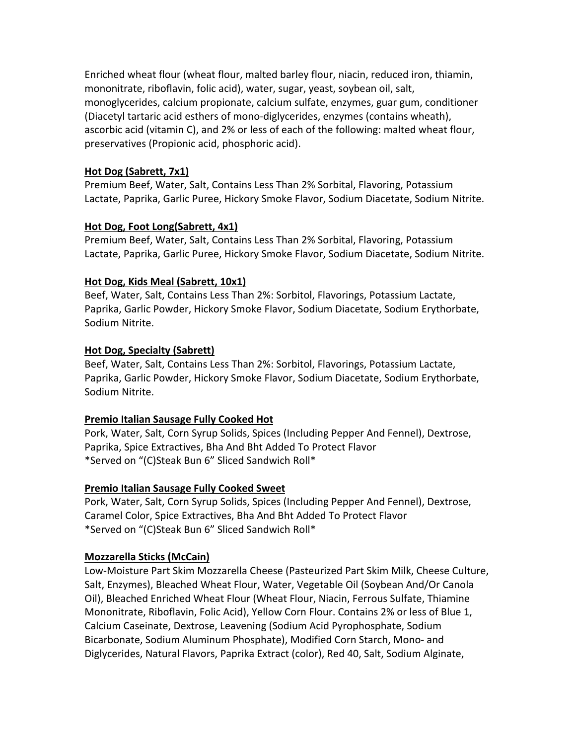Enriched wheat flour (wheat flour, malted barley flour, niacin, reduced iron, thiamin, mononitrate, riboflavin, folic acid), water, sugar, yeast, soybean oil, salt, monoglycerides, calcium propionate, calcium sulfate, enzymes, guar gum, conditioner (Diacetyl tartaric acid esthers of mono-diglycerides, enzymes (contains wheath), ascorbic acid (vitamin C), and 2% or less of each of the following: malted wheat flour, preservatives (Propionic acid, phosphoric acid).

**Hot Dog (Sabrett, 7x1)**
Premium Beef, Water, Salt, Contains Less Than 2% Sorbital, Flavoring, Potassium Lactate, Paprika, Garlic Puree, Hickory Smoke Flavor, Sodium Diacetate, Sodium Nitrite.

**Hot Dog, Foot Long(Sabrett, 4x1)**
Premium Beef, Water, Salt, Contains Less Than 2% Sorbital, Flavoring, Potassium Lactate, Paprika, Garlic Puree, Hickory Smoke Flavor, Sodium Diacetate, Sodium Nitrite.

**Hot Dog, Kids Meal (Sabrett, 10x1)**
Beef, Water, Salt, Contains Less Than 2%: Sorbitol, Flavorings, Potassium Lactate, Paprika, Garlic Powder, Hickory Smoke Flavor, Sodium Diacetate, Sodium Erythorbate, Sodium Nitrite.

**Hot Dog, Specialty (Sabrett)**
Beef, Water, Salt, Contains Less Than 2%: Sorbitol, Flavorings, Potassium Lactate, Paprika, Garlic Powder, Hickory Smoke Flavor, Sodium Diacetate, Sodium Erythorbate, Sodium Nitrite.

**Premio Italian Sausage Fully Cooked Hot**
Pork, Water, Salt, Corn Syrup Solids, Spices (Including Pepper And Fennel), Dextrose, Paprika, Spice Extractives, Bha And Bht Added To Protect Flavor
*Served on "(C)Steak Bun 6" Sliced Sandwich Roll*

**Premio Italian Sausage Fully Cooked Sweet**
Pork, Water, Salt, Corn Syrup Solids, Spices (Including Pepper And Fennel), Dextrose, Caramel Color, Spice Extractives, Bha And Bht Added To Protect Flavor
*Served on "(C)Steak Bun 6" Sliced Sandwich Roll*

**Mozzarella Sticks (McCain)**
Low-Moisture Part Skim Mozzarella Cheese (Pasteurized Part Skim Milk, Cheese Culture, Salt, Enzymes), Bleached Wheat Flour, Water, Vegetable Oil (Soybean And/Or Canola Oil), Bleached Enriched Wheat Flour (Wheat Flour, Niacin, Ferrous Sulfate, Thiamine Mononitrate, Riboflavin, Folic Acid), Yellow Corn Flour. Contains 2% or less of Blue 1, Calcium Caseinate, Dextrose, Leavening (Sodium Acid Pyrophosphate, Sodium Bicarbonate, Sodium Aluminum Phosphate), Modified Corn Starch, Mono- and Diglycerides, Natural Flavors, Paprika Extract (color), Red 40, Salt, Sodium Alginate,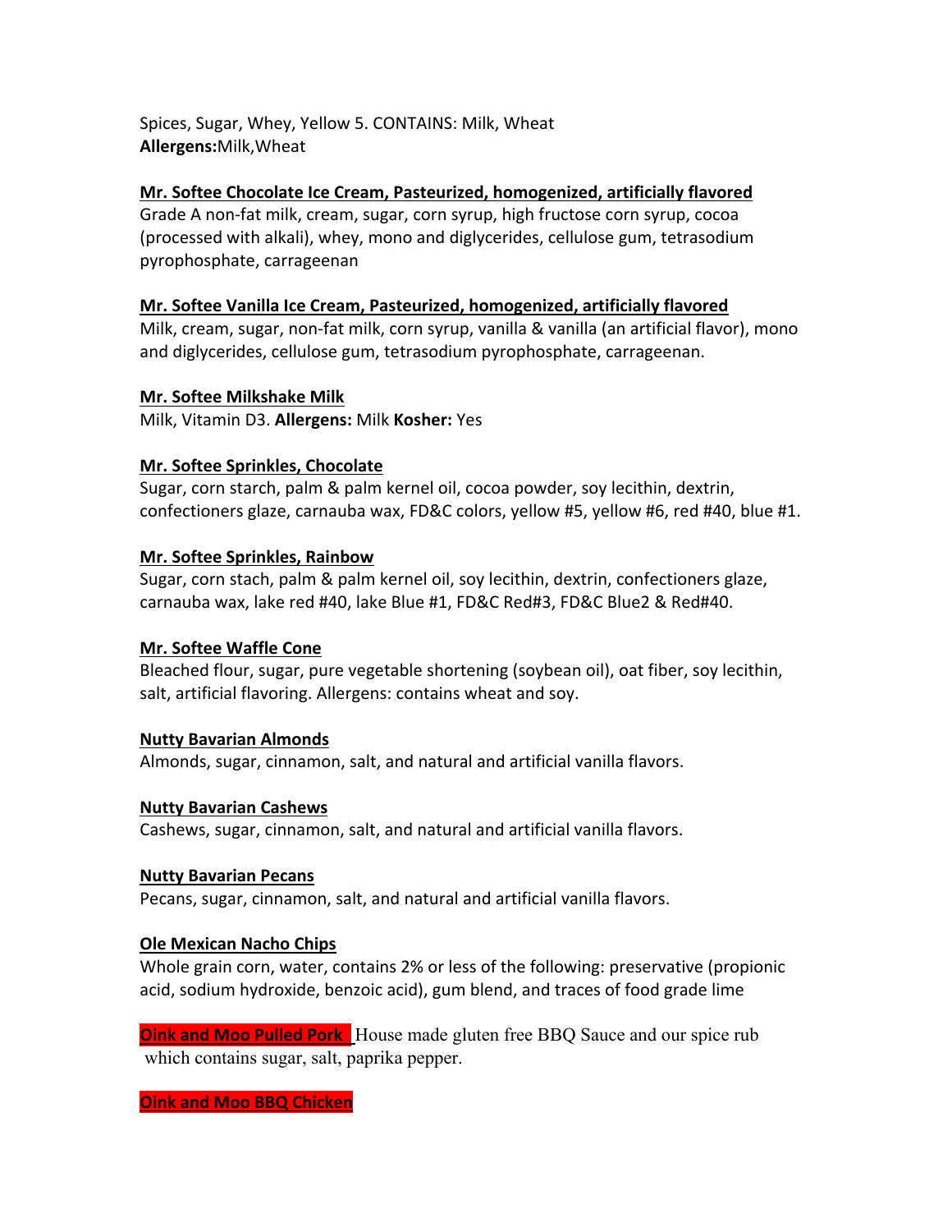Spices, Sugar, Whey, Yellow 5. CONTAINS: Milk, Wheat
**Allergens:**Milk,Wheat

**Mr. Softee Chocolate Ice Cream, Pasteurized, homogenized, artificially flavored**
Grade A non-fat milk, cream, sugar, corn syrup, high fructose corn syrup, cocoa (processed with alkali), whey, mono and diglycerides, cellulose gum, tetrasodium pyrophosphate, carrageenan

**Mr. Softee Vanilla Ice Cream, Pasteurized, homogenized, artificially flavored**
Milk, cream, sugar, non-fat milk, corn syrup, vanilla & vanilla (an artificial flavor), mono and diglycerides, cellulose gum, tetrasodium pyrophosphate, carrageenan.

**Mr. Softee Milkshake Milk**
Milk, Vitamin D3. **Allergens:** Milk **Kosher:** Yes

**Mr. Softee Sprinkles, Chocolate**
Sugar, corn starch, palm & palm kernel oil, cocoa powder, soy lecithin, dextrin, confectioners glaze, carnauba wax, FD&C colors, yellow #5, yellow #6, red #40, blue #1.

**Mr. Softee Sprinkles, Rainbow**
Sugar, corn stach, palm & palm kernel oil, soy lecithin, dextrin, confectioners glaze, carnauba wax, lake red #40, lake Blue #1, FD&C Red#3, FD&C Blue2 & Red#40.

**Mr. Softee Waffle Cone**
Bleached flour, sugar, pure vegetable shortening (soybean oil), oat fiber, soy lecithin, salt, artificial flavoring. Allergens: contains wheat and soy.

**Nutty Bavarian Almonds**
Almonds, sugar, cinnamon, salt, and natural and artificial vanilla flavors.

**Nutty Bavarian Cashews**
Cashews, sugar, cinnamon, salt, and natural and artificial vanilla flavors.

**Nutty Bavarian Pecans**
Pecans, sugar, cinnamon, salt, and natural and artificial vanilla flavors.

**Ole Mexican Nacho Chips**
Whole grain corn, water, contains 2% or less of the following: preservative (propionic acid, sodium hydroxide, benzoic acid), gum blend, and traces of food grade lime

**Oink and Moo Pulled Pork** House made gluten free BBQ Sauce and our spice rub which contains sugar, salt, paprika pepper.

**Oink and Moo BBQ Chicken**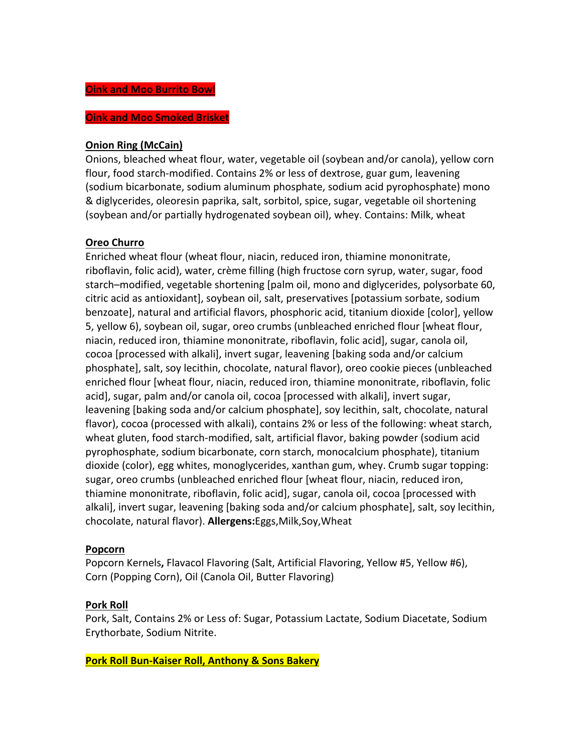**Oink and Moo Burrito Bowl**

**Oink and Moo Smoked Brisket**

**Onion Ring (McCain)**

Onions, bleached wheat flour, water, vegetable oil (soybean and/or canola), yellow corn flour, food starch-modified. Contains 2% or less of dextrose, guar gum, leavening (sodium bicarbonate, sodium aluminum phosphate, sodium acid pyrophosphate) mono & diglycerides, oleoresin paprika, salt, sorbitol, spice, sugar, vegetable oil shortening (soybean and/or partially hydrogenated soybean oil), whey. Contains: Milk, wheat

**Oreo Churro**

Enriched wheat flour (wheat flour, niacin, reduced iron, thiamine mononitrate, riboflavin, folic acid), water, crème filling (high fructose corn syrup, water, sugar, food starch–modified, vegetable shortening [palm oil, mono and diglycerides, polysorbate 60, citric acid as antioxidant], soybean oil, salt, preservatives [potassium sorbate, sodium benzoate], natural and artificial flavors, phosphoric acid, titanium dioxide [color], yellow 5, yellow 6), soybean oil, sugar, oreo crumbs (unbleached enriched flour [wheat flour, niacin, reduced iron, thiamine mononitrate, riboflavin, folic acid], sugar, canola oil, cocoa [processed with alkali], invert sugar, leavening [baking soda and/or calcium phosphate], salt, soy lecithin, chocolate, natural flavor), oreo cookie pieces (unbleached enriched flour [wheat flour, niacin, reduced iron, thiamine mononitrate, riboflavin, folic acid], sugar, palm and/or canola oil, cocoa [processed with alkali], invert sugar, leavening [baking soda and/or calcium phosphate], soy lecithin, salt, chocolate, natural flavor), cocoa (processed with alkali), contains 2% or less of the following: wheat starch, wheat gluten, food starch-modified, salt, artificial flavor, baking powder (sodium acid pyrophosphate, sodium bicarbonate, corn starch, monocalcium phosphate), titanium dioxide (color), egg whites, monoglycerides, xanthan gum, whey. Crumb sugar topping: sugar, oreo crumbs (unbleached enriched flour [wheat flour, niacin, reduced iron, thiamine mononitrate, riboflavin, folic acid], sugar, canola oil, cocoa [processed with alkali], invert sugar, leavening [baking soda and/or calcium phosphate], salt, soy lecithin, chocolate, natural flavor). **Allergens:**Eggs,Milk,Soy,Wheat

**Popcorn**

Popcorn Kernels**,** Flavacol Flavoring (Salt, Artificial Flavoring, Yellow #5, Yellow #6), Corn (Popping Corn), Oil (Canola Oil, Butter Flavoring)

**Pork Roll**

Pork, Salt, Contains 2% or Less of: Sugar, Potassium Lactate, Sodium Diacetate, Sodium Erythorbate, Sodium Nitrite.

**Pork Roll Bun-Kaiser Roll, Anthony & Sons Bakery**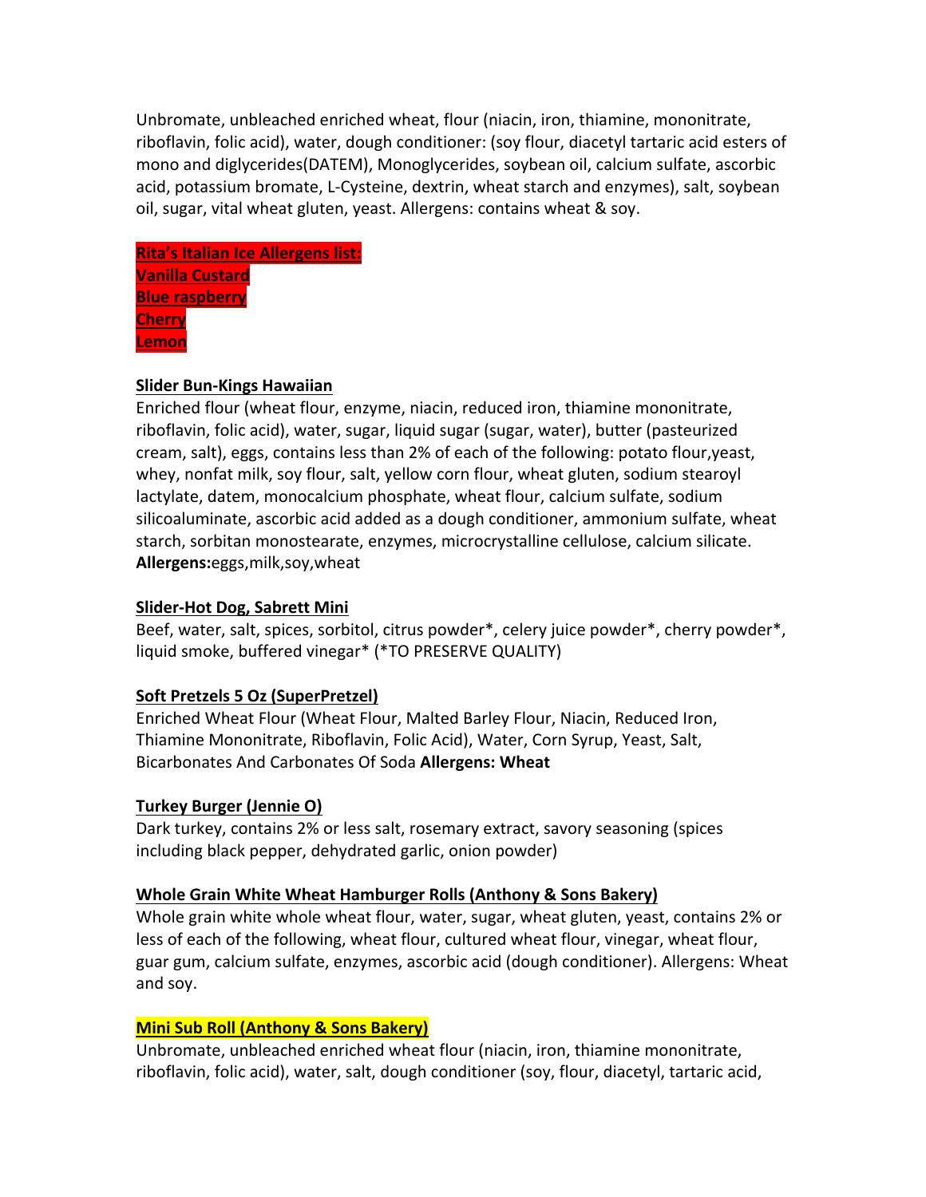Unbromate, unbleached enriched wheat, flour (niacin, iron, thiamine, mononitrate, riboflavin, folic acid), water, dough conditioner: (soy flour, diacetyl tartaric acid esters of mono and diglycerides(DATEM), Monoglycerides, soybean oil, calcium sulfate, ascorbic acid, potassium bromate, L-Cysteine, dextrin, wheat starch and enzymes), salt, soybean oil, sugar, vital wheat gluten, yeast. Allergens: contains wheat & soy.

**Rita's Italian Ice Allergens list:**
**Vanilla Custard**
**Blue raspberry**
**Cherry**
**Lemon**

**Slider Bun-Kings Hawaiian**

Enriched flour (wheat flour, enzyme, niacin, reduced iron, thiamine mononitrate, riboflavin, folic acid), water, sugar, liquid sugar (sugar, water), butter (pasteurized cream, salt), eggs, contains less than 2% of each of the following: potato flour,yeast, whey, nonfat milk, soy flour, salt, yellow corn flour, wheat gluten, sodium stearoyl lactylate, datem, monocalcium phosphate, wheat flour, calcium sulfate, sodium silicoaluminate, ascorbic acid added as a dough conditioner, ammonium sulfate, wheat starch, sorbitan monostearate, enzymes, microcrystalline cellulose, calcium silicate. **Allergens:**eggs,milk,soy,wheat

**Slider-Hot Dog, Sabrett Mini**

Beef, water, salt, spices, sorbitol, citrus powder*, celery juice powder*, cherry powder*, liquid smoke, buffered vinegar* (*TO PRESERVE QUALITY)

**Soft Pretzels 5 Oz (SuperPretzel)**

Enriched Wheat Flour (Wheat Flour, Malted Barley Flour, Niacin, Reduced Iron, Thiamine Mononitrate, Riboflavin, Folic Acid), Water, Corn Syrup, Yeast, Salt, Bicarbonates And Carbonates Of Soda **Allergens: Wheat**

**Turkey Burger (Jennie O)**

Dark turkey, contains 2% or less salt, rosemary extract, savory seasoning (spices including black pepper, dehydrated garlic, onion powder)

**Whole Grain White Wheat Hamburger Rolls (Anthony & Sons Bakery)**

Whole grain white whole wheat flour, water, sugar, wheat gluten, yeast, contains 2% or less of each of the following, wheat flour, cultured wheat flour, vinegar, wheat flour, guar gum, calcium sulfate, enzymes, ascorbic acid (dough conditioner). Allergens: Wheat and soy.

**Mini Sub Roll (Anthony & Sons Bakery)**

Unbromate, unbleached enriched wheat flour (niacin, iron, thiamine mononitrate, riboflavin, folic acid), water, salt, dough conditioner (soy, flour, diacetyl, tartaric acid,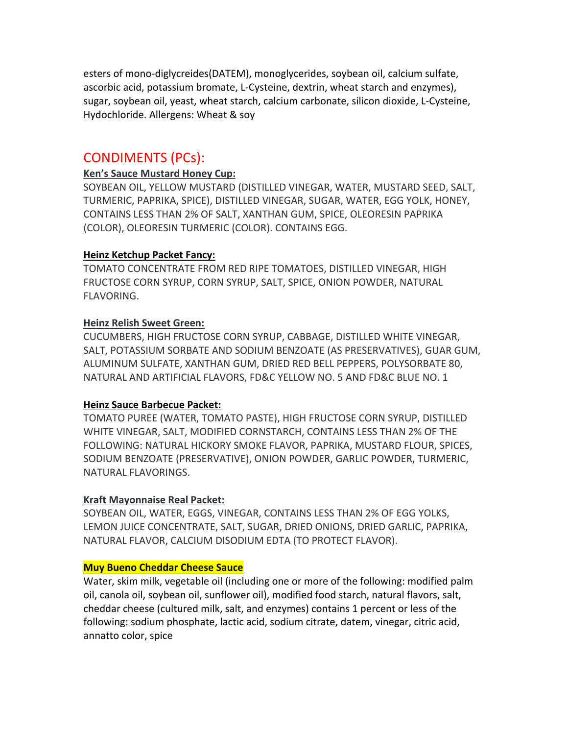esters of mono-diglycreides(DATEM), monoglycerides, soybean oil, calcium sulfate, ascorbic acid, potassium bromate, L-Cysteine, dextrin, wheat starch and enzymes), sugar, soybean oil, yeast, wheat starch, calcium carbonate, silicon dioxide, L-Cysteine, Hydochloride. Allergens: Wheat & soy

## CONDIMENTS (PCs):

**Ken's Sauce Mustard Honey Cup:**

SOYBEAN OIL, YELLOW MUSTARD (DISTILLED VINEGAR, WATER, MUSTARD SEED, SALT, TURMERIC, PAPRIKA, SPICE), DISTILLED VINEGAR, SUGAR, WATER, EGG YOLK, HONEY, CONTAINS LESS THAN 2% OF SALT, XANTHAN GUM, SPICE, OLEORESIN PAPRIKA (COLOR), OLEORESIN TURMERIC (COLOR). CONTAINS EGG.

**Heinz Ketchup Packet Fancy:**

TOMATO CONCENTRATE FROM RED RIPE TOMATOES, DISTILLED VINEGAR, HIGH FRUCTOSE CORN SYRUP, CORN SYRUP, SALT, SPICE, ONION POWDER, NATURAL FLAVORING.

**Heinz Relish Sweet Green:**

CUCUMBERS, HIGH FRUCTOSE CORN SYRUP, CABBAGE, DISTILLED WHITE VINEGAR, SALT, POTASSIUM SORBATE AND SODIUM BENZOATE (AS PRESERVATIVES), GUAR GUM, ALUMINUM SULFATE, XANTHAN GUM, DRIED RED BELL PEPPERS, POLYSORBATE 80, NATURAL AND ARTIFICIAL FLAVORS, FD&C YELLOW NO. 5 AND FD&C BLUE NO. 1

**Heinz Sauce Barbecue Packet:**

TOMATO PUREE (WATER, TOMATO PASTE), HIGH FRUCTOSE CORN SYRUP, DISTILLED WHITE VINEGAR, SALT, MODIFIED CORNSTARCH, CONTAINS LESS THAN 2% OF THE FOLLOWING: NATURAL HICKORY SMOKE FLAVOR, PAPRIKA, MUSTARD FLOUR, SPICES, SODIUM BENZOATE (PRESERVATIVE), ONION POWDER, GARLIC POWDER, TURMERIC, NATURAL FLAVORINGS.

**Kraft Mayonnaise Real Packet:**

SOYBEAN OIL, WATER, EGGS, VINEGAR, CONTAINS LESS THAN 2% OF EGG YOLKS, LEMON JUICE CONCENTRATE, SALT, SUGAR, DRIED ONIONS, DRIED GARLIC, PAPRIKA, NATURAL FLAVOR, CALCIUM DISODIUM EDTA (TO PROTECT FLAVOR).

**Muy Bueno Cheddar Cheese Sauce**

Water, skim milk, vegetable oil (including one or more of the following: modified palm oil, canola oil, soybean oil, sunflower oil), modified food starch, natural flavors, salt, cheddar cheese (cultured milk, salt, and enzymes) contains 1 percent or less of the following: sodium phosphate, lactic acid, sodium citrate, datem, vinegar, citric acid, annatto color, spice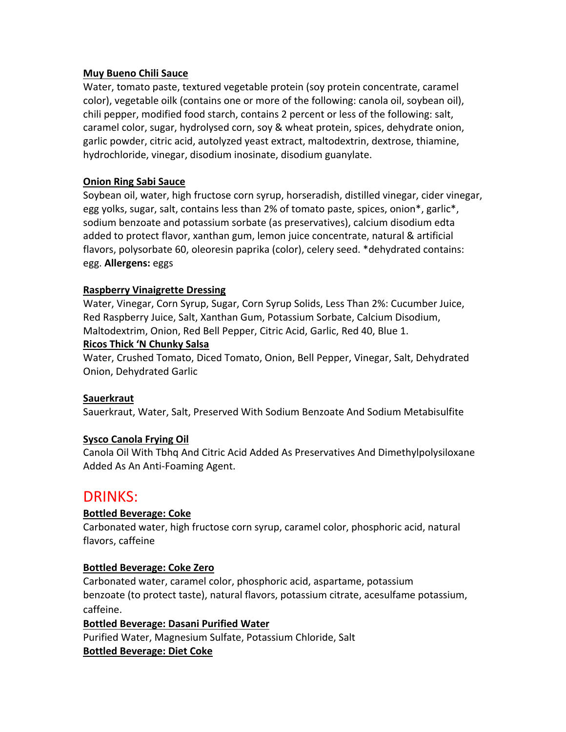**Muy Bueno Chili Sauce**

Water, tomato paste, textured vegetable protein (soy protein concentrate, caramel color), vegetable oilk (contains one or more of the following: canola oil, soybean oil), chili pepper, modified food starch, contains 2 percent or less of the following: salt, caramel color, sugar, hydrolysed corn, soy & wheat protein, spices, dehydrate onion, garlic powder, citric acid, autolyzed yeast extract, maltodextrin, dextrose, thiamine, hydrochloride, vinegar, disodium inosinate, disodium guanylate.

**Onion Ring Sabi Sauce**

Soybean oil, water, high fructose corn syrup, horseradish, distilled vinegar, cider vinegar, egg yolks, sugar, salt, contains less than 2% of tomato paste, spices, onion*, garlic*, sodium benzoate and potassium sorbate (as preservatives), calcium disodium edta added to protect flavor, xanthan gum, lemon juice concentrate, natural & artificial flavors, polysorbate 60, oleoresin paprika (color), celery seed. *dehydrated contains: egg. **Allergens:** eggs

**Raspberry Vinaigrette Dressing**

Water, Vinegar, Corn Syrup, Sugar, Corn Syrup Solids, Less Than 2%: Cucumber Juice, Red Raspberry Juice, Salt, Xanthan Gum, Potassium Sorbate, Calcium Disodium, Maltodextrim, Onion, Red Bell Pepper, Citric Acid, Garlic, Red 40, Blue 1.

**Ricos Thick 'N Chunky Salsa**

Water, Crushed Tomato, Diced Tomato, Onion, Bell Pepper, Vinegar, Salt, Dehydrated Onion, Dehydrated Garlic

**Sauerkraut**

Sauerkraut, Water, Salt, Preserved With Sodium Benzoate And Sodium Metabisulfite

**Sysco Canola Frying Oil**

Canola Oil With Tbhq And Citric Acid Added As Preservatives And Dimethylpolysiloxane Added As An Anti-Foaming Agent.

# DRINKS:

**Bottled Beverage: Coke**

Carbonated water, high fructose corn syrup, caramel color, phosphoric acid, natural flavors, caffeine

**Bottled Beverage: Coke Zero**

Carbonated water, caramel color, phosphoric acid, aspartame, potassium benzoate (to protect taste), natural flavors, potassium citrate, acesulfame potassium, caffeine.

**Bottled Beverage: Dasani Purified Water**

Purified Water, Magnesium Sulfate, Potassium Chloride, Salt

**Bottled Beverage: Diet Coke**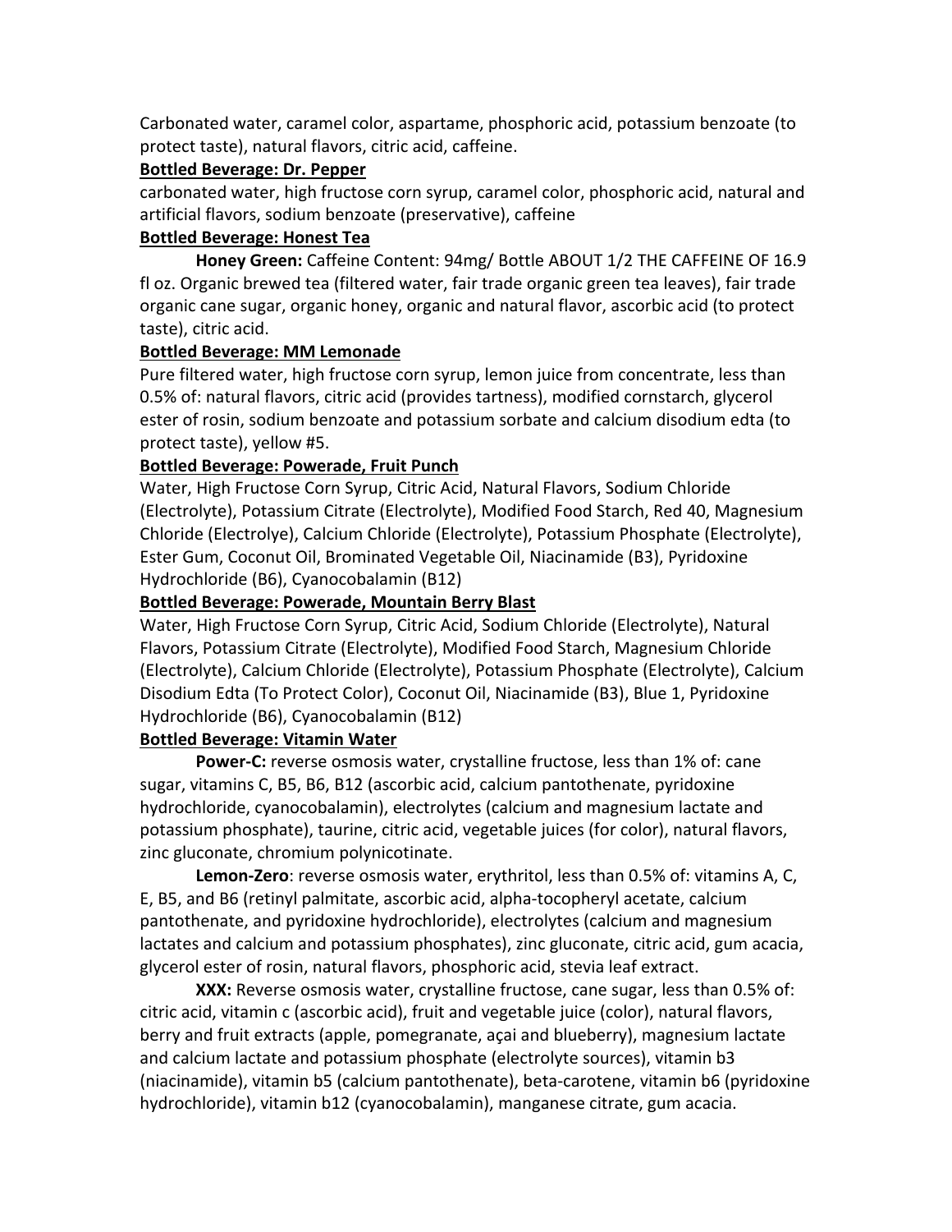Carbonated water, caramel color, aspartame, phosphoric acid, potassium benzoate (to protect taste), natural flavors, citric acid, caffeine.

**Bottled Beverage: Dr. Pepper**

carbonated water, high fructose corn syrup, caramel color, phosphoric acid, natural and artificial flavors, sodium benzoate (preservative), caffeine

**Bottled Beverage: Honest Tea**

**Honey Green:** Caffeine Content: 94mg/ Bottle ABOUT 1/2 THE CAFFEINE OF 16.9 fl oz. Organic brewed tea (filtered water, fair trade organic green tea leaves), fair trade organic cane sugar, organic honey, organic and natural flavor, ascorbic acid (to protect taste), citric acid.

**Bottled Beverage: MM Lemonade**

Pure filtered water, high fructose corn syrup, lemon juice from concentrate, less than 0.5% of: natural flavors, citric acid (provides tartness), modified cornstarch, glycerol ester of rosin, sodium benzoate and potassium sorbate and calcium disodium edta (to protect taste), yellow #5.

**Bottled Beverage: Powerade, Fruit Punch**

Water, High Fructose Corn Syrup, Citric Acid, Natural Flavors, Sodium Chloride (Electrolyte), Potassium Citrate (Electrolyte), Modified Food Starch, Red 40, Magnesium Chloride (Electrolye), Calcium Chloride (Electrolyte), Potassium Phosphate (Electrolyte), Ester Gum, Coconut Oil, Brominated Vegetable Oil, Niacinamide (B3), Pyridoxine Hydrochloride (B6), Cyanocobalamin (B12)

**Bottled Beverage: Powerade, Mountain Berry Blast**

Water, High Fructose Corn Syrup, Citric Acid, Sodium Chloride (Electrolyte), Natural Flavors, Potassium Citrate (Electrolyte), Modified Food Starch, Magnesium Chloride (Electrolyte), Calcium Chloride (Electrolyte), Potassium Phosphate (Electrolyte), Calcium Disodium Edta (To Protect Color), Coconut Oil, Niacinamide (B3), Blue 1, Pyridoxine Hydrochloride (B6), Cyanocobalamin (B12)

**Bottled Beverage: Vitamin Water**

**Power-C:** reverse osmosis water, crystalline fructose, less than 1% of: cane sugar, vitamins C, B5, B6, B12 (ascorbic acid, calcium pantothenate, pyridoxine hydrochloride, cyanocobalamin), electrolytes (calcium and magnesium lactate and potassium phosphate), taurine, citric acid, vegetable juices (for color), natural flavors, zinc gluconate, chromium polynicotinate.

**Lemon-Zero**: reverse osmosis water, erythritol, less than 0.5% of: vitamins A, C, E, B5, and B6 (retinyl palmitate, ascorbic acid, alpha-tocopheryl acetate, calcium pantothenate, and pyridoxine hydrochloride), electrolytes (calcium and magnesium lactates and calcium and potassium phosphates), zinc gluconate, citric acid, gum acacia, glycerol ester of rosin, natural flavors, phosphoric acid, stevia leaf extract.

**XXX:** Reverse osmosis water, crystalline fructose, cane sugar, less than 0.5% of: citric acid, vitamin c (ascorbic acid), fruit and vegetable juice (color), natural flavors, berry and fruit extracts (apple, pomegranate, açai and blueberry), magnesium lactate and calcium lactate and potassium phosphate (electrolyte sources), vitamin b3 (niacinamide), vitamin b5 (calcium pantothenate), beta-carotene, vitamin b6 (pyridoxine hydrochloride), vitamin b12 (cyanocobalamin), manganese citrate, gum acacia.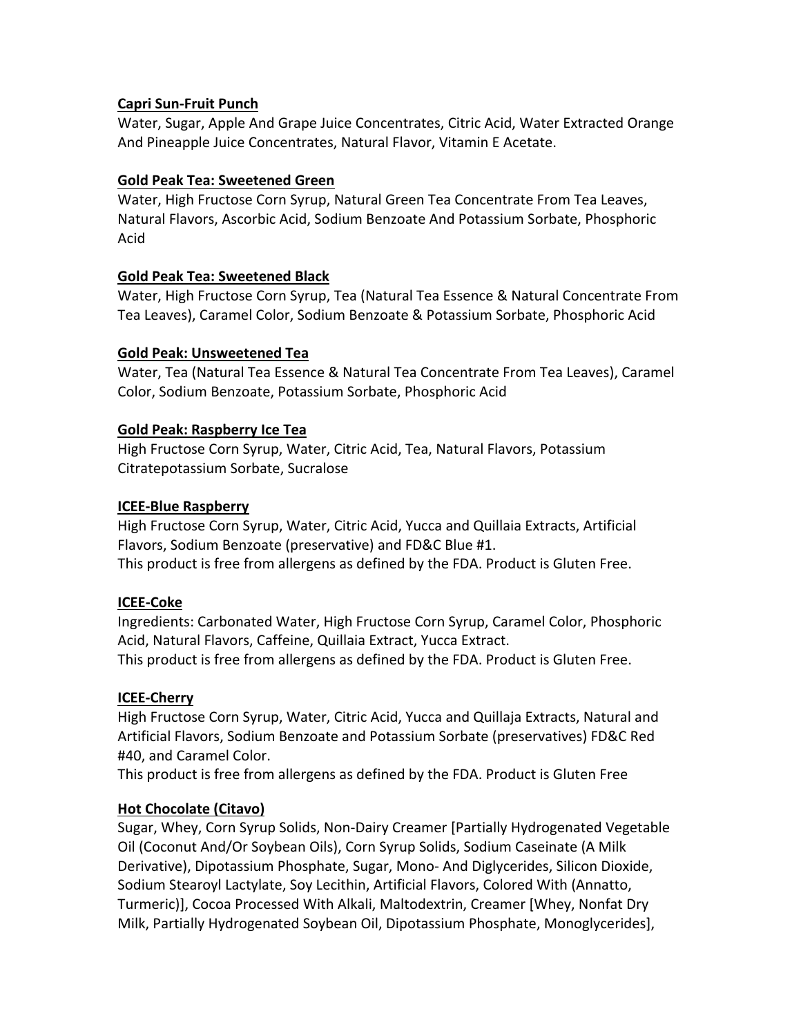**Capri Sun-Fruit Punch**

Water, Sugar, Apple And Grape Juice Concentrates, Citric Acid, Water Extracted Orange And Pineapple Juice Concentrates, Natural Flavor, Vitamin E Acetate.

**Gold Peak Tea: Sweetened Green**

Water, High Fructose Corn Syrup, Natural Green Tea Concentrate From Tea Leaves, Natural Flavors, Ascorbic Acid, Sodium Benzoate And Potassium Sorbate, Phosphoric Acid

**Gold Peak Tea: Sweetened Black**

Water, High Fructose Corn Syrup, Tea (Natural Tea Essence & Natural Concentrate From Tea Leaves), Caramel Color, Sodium Benzoate & Potassium Sorbate, Phosphoric Acid

**Gold Peak: Unsweetened Tea**

Water, Tea (Natural Tea Essence & Natural Tea Concentrate From Tea Leaves), Caramel Color, Sodium Benzoate, Potassium Sorbate, Phosphoric Acid

**Gold Peak: Raspberry Ice Tea**

High Fructose Corn Syrup, Water, Citric Acid, Tea, Natural Flavors, Potassium Citratepotassium Sorbate, Sucralose

**ICEE-Blue Raspberry**

High Fructose Corn Syrup, Water, Citric Acid, Yucca and Quillaia Extracts, Artificial Flavors, Sodium Benzoate (preservative) and FD&C Blue #1.
This product is free from allergens as defined by the FDA. Product is Gluten Free.

**ICEE-Coke**

Ingredients: Carbonated Water, High Fructose Corn Syrup, Caramel Color, Phosphoric Acid, Natural Flavors, Caffeine, Quillaia Extract, Yucca Extract.
This product is free from allergens as defined by the FDA. Product is Gluten Free.

**ICEE-Cherry**

High Fructose Corn Syrup, Water, Citric Acid, Yucca and Quillaja Extracts, Natural and Artificial Flavors, Sodium Benzoate and Potassium Sorbate (preservatives) FD&C Red #40, and Caramel Color.
This product is free from allergens as defined by the FDA. Product is Gluten Free

**Hot Chocolate (Citavo)**

Sugar, Whey, Corn Syrup Solids, Non-Dairy Creamer [Partially Hydrogenated Vegetable Oil (Coconut And/Or Soybean Oils), Corn Syrup Solids, Sodium Caseinate (A Milk Derivative), Dipotassium Phosphate, Sugar, Mono- And Diglycerides, Silicon Dioxide, Sodium Stearoyl Lactylate, Soy Lecithin, Artificial Flavors, Colored With (Annatto, Turmeric)], Cocoa Processed With Alkali, Maltodextrin, Creamer [Whey, Nonfat Dry Milk, Partially Hydrogenated Soybean Oil, Dipotassium Phosphate, Monoglycerides],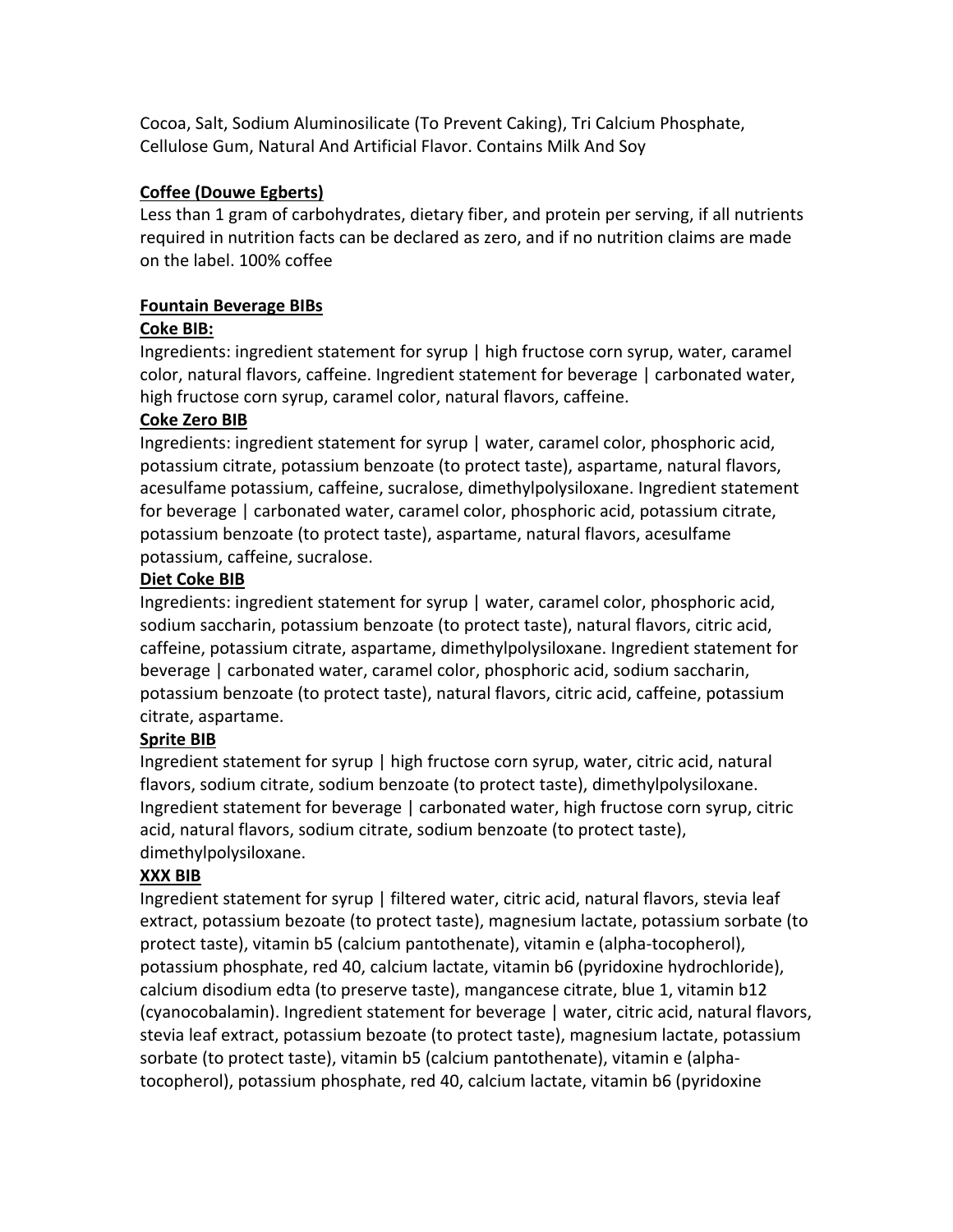Cocoa, Salt, Sodium Aluminosilicate (To Prevent Caking), Tri Calcium Phosphate, Cellulose Gum, Natural And Artificial Flavor. Contains Milk And Soy

**Coffee (Douwe Egberts)**

Less than 1 gram of carbohydrates, dietary fiber, and protein per serving, if all nutrients required in nutrition facts can be declared as zero, and if no nutrition claims are made on the label. 100% coffee

**Fountain Beverage BIBs**

**Coke BIB:**

Ingredients: ingredient statement for syrup | high fructose corn syrup, water, caramel color, natural flavors, caffeine. Ingredient statement for beverage | carbonated water, high fructose corn syrup, caramel color, natural flavors, caffeine.

**Coke Zero BIB**

Ingredients: ingredient statement for syrup | water, caramel color, phosphoric acid, potassium citrate, potassium benzoate (to protect taste), aspartame, natural flavors, acesulfame potassium, caffeine, sucralose, dimethylpolysiloxane. Ingredient statement for beverage | carbonated water, caramel color, phosphoric acid, potassium citrate, potassium benzoate (to protect taste), aspartame, natural flavors, acesulfame potassium, caffeine, sucralose.

**Diet Coke BIB**

Ingredients: ingredient statement for syrup | water, caramel color, phosphoric acid, sodium saccharin, potassium benzoate (to protect taste), natural flavors, citric acid, caffeine, potassium citrate, aspartame, dimethylpolysiloxane. Ingredient statement for beverage | carbonated water, caramel color, phosphoric acid, sodium saccharin, potassium benzoate (to protect taste), natural flavors, citric acid, caffeine, potassium citrate, aspartame.

**Sprite BIB**

Ingredient statement for syrup | high fructose corn syrup, water, citric acid, natural flavors, sodium citrate, sodium benzoate (to protect taste), dimethylpolysiloxane. Ingredient statement for beverage | carbonated water, high fructose corn syrup, citric acid, natural flavors, sodium citrate, sodium benzoate (to protect taste), dimethylpolysiloxane.

**XXX BIB**

Ingredient statement for syrup | filtered water, citric acid, natural flavors, stevia leaf extract, potassium bezoate (to protect taste), magnesium lactate, potassium sorbate (to protect taste), vitamin b5 (calcium pantothenate), vitamin e (alpha-tocopherol), potassium phosphate, red 40, calcium lactate, vitamin b6 (pyridoxine hydrochloride), calcium disodium edta (to preserve taste), mangancese citrate, blue 1, vitamin b12 (cyanocobalamin). Ingredient statement for beverage | water, citric acid, natural flavors, stevia leaf extract, potassium bezoate (to protect taste), magnesium lactate, potassium sorbate (to protect taste), vitamin b5 (calcium pantothenate), vitamin e (alpha-tocopherol), potassium phosphate, red 40, calcium lactate, vitamin b6 (pyridoxine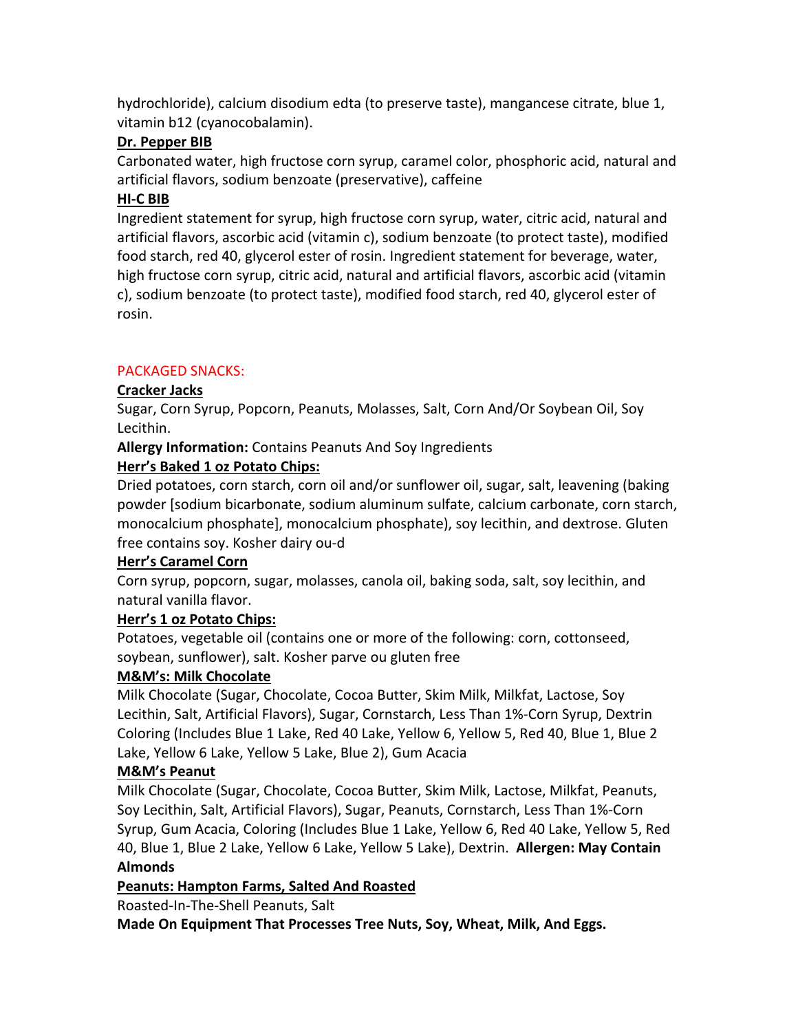hydrochloride), calcium disodium edta (to preserve taste), mangancese citrate, blue 1, vitamin b12 (cyanocobalamin).

**Dr. Pepper BIB**

Carbonated water, high fructose corn syrup, caramel color, phosphoric acid, natural and artificial flavors, sodium benzoate (preservative), caffeine

**HI-C BIB**

Ingredient statement for syrup, high fructose corn syrup, water, citric acid, natural and artificial flavors, ascorbic acid (vitamin c), sodium benzoate (to protect taste), modified food starch, red 40, glycerol ester of rosin. Ingredient statement for beverage, water, high fructose corn syrup, citric acid, natural and artificial flavors, ascorbic acid (vitamin c), sodium benzoate (to protect taste), modified food starch, red 40, glycerol ester of rosin.

## PACKAGED SNACKS:

**Cracker Jacks**

Sugar, Corn Syrup, Popcorn, Peanuts, Molasses, Salt, Corn And/Or Soybean Oil, Soy Lecithin.

**Allergy Information:** Contains Peanuts And Soy Ingredients

**Herr's Baked 1 oz Potato Chips:**

Dried potatoes, corn starch, corn oil and/or sunflower oil, sugar, salt, leavening (baking powder [sodium bicarbonate, sodium aluminum sulfate, calcium carbonate, corn starch, monocalcium phosphate], monocalcium phosphate), soy lecithin, and dextrose. Gluten free contains soy. Kosher dairy ou-d

**Herr's Caramel Corn**

Corn syrup, popcorn, sugar, molasses, canola oil, baking soda, salt, soy lecithin, and natural vanilla flavor.

**Herr's 1 oz Potato Chips:**

Potatoes, vegetable oil (contains one or more of the following: corn, cottonseed, soybean, sunflower), salt. Kosher parve ou gluten free

**M&M's: Milk Chocolate**

Milk Chocolate (Sugar, Chocolate, Cocoa Butter, Skim Milk, Milkfat, Lactose, Soy Lecithin, Salt, Artificial Flavors), Sugar, Cornstarch, Less Than 1%-Corn Syrup, Dextrin Coloring (Includes Blue 1 Lake, Red 40 Lake, Yellow 6, Yellow 5, Red 40, Blue 1, Blue 2 Lake, Yellow 6 Lake, Yellow 5 Lake, Blue 2), Gum Acacia

**M&M's Peanut**

Milk Chocolate (Sugar, Chocolate, Cocoa Butter, Skim Milk, Lactose, Milkfat, Peanuts, Soy Lecithin, Salt, Artificial Flavors), Sugar, Peanuts, Cornstarch, Less Than 1%-Corn Syrup, Gum Acacia, Coloring (Includes Blue 1 Lake, Yellow 6, Red 40 Lake, Yellow 5, Red 40, Blue 1, Blue 2 Lake, Yellow 6 Lake, Yellow 5 Lake), Dextrin. **Allergen: May Contain Almonds**

**Peanuts: Hampton Farms, Salted And Roasted**

Roasted-In-The-Shell Peanuts, Salt

**Made On Equipment That Processes Tree Nuts, Soy, Wheat, Milk, And Eggs.**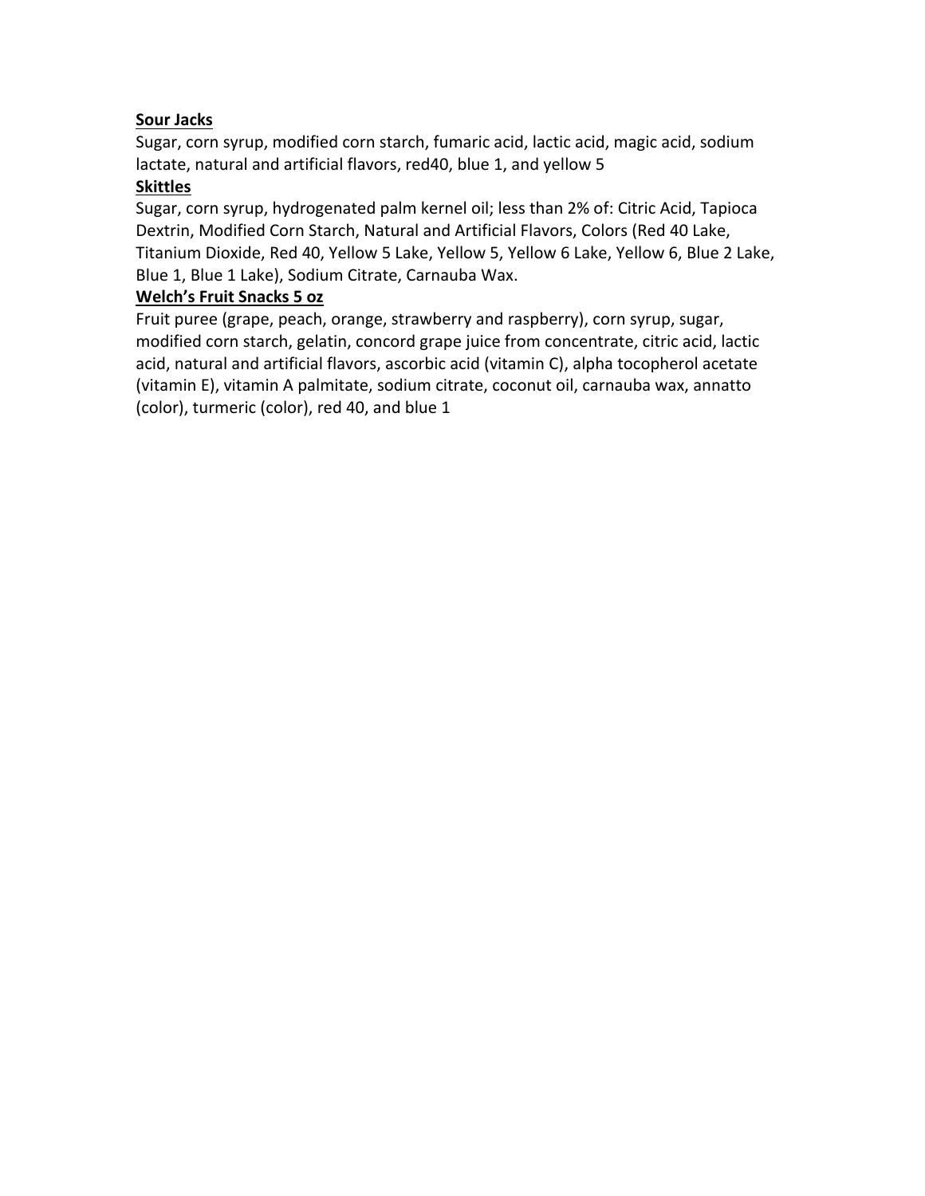**Sour Jacks**

Sugar, corn syrup, modified corn starch, fumaric acid, lactic acid, magic acid, sodium lactate, natural and artificial flavors, red40, blue 1, and yellow 5

**Skittles**

Sugar, corn syrup, hydrogenated palm kernel oil; less than 2% of: Citric Acid, Tapioca Dextrin, Modified Corn Starch, Natural and Artificial Flavors, Colors (Red 40 Lake, Titanium Dioxide, Red 40, Yellow 5 Lake, Yellow 5, Yellow 6 Lake, Yellow 6, Blue 2 Lake, Blue 1, Blue 1 Lake), Sodium Citrate, Carnauba Wax.

**Welch's Fruit Snacks 5 oz**

Fruit puree (grape, peach, orange, strawberry and raspberry), corn syrup, sugar, modified corn starch, gelatin, concord grape juice from concentrate, citric acid, lactic acid, natural and artificial flavors, ascorbic acid (vitamin C), alpha tocopherol acetate (vitamin E), vitamin A palmitate, sodium citrate, coconut oil, carnauba wax, annatto (color), turmeric (color), red 40, and blue 1